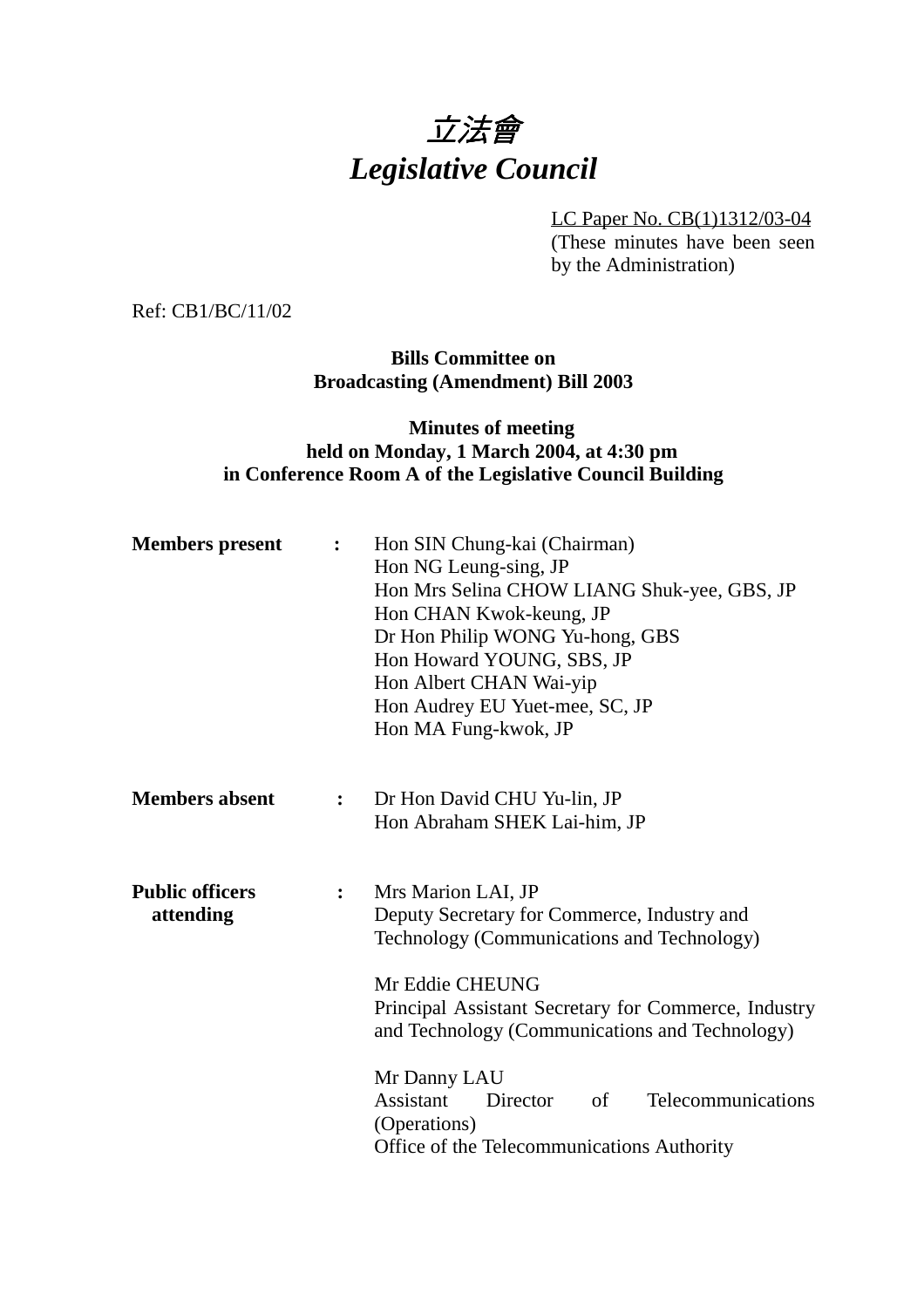# *立法會*
# *Legislative Council*

LC Paper No. CB(1)1312/03-04
(These minutes have been seen by the Administration)

Ref: CB1/BC/11/02

**Bills Committee on**
**Broadcasting (Amendment) Bill 2003**

**Minutes of meeting**
**held on Monday, 1 March 2004, at 4:30 pm**
**in Conference Room A of the Legislative Council Building**

| | | |
|---|---|---|
| **Members present** | **:** | Hon SIN Chung-kai (Chairman)<br>Hon NG Leung-sing, JP<br>Hon Mrs Selina CHOW LIANG Shuk-yee, GBS, JP<br>Hon CHAN Kwok-keung, JP<br>Dr Hon Philip WONG Yu-hong, GBS<br>Hon Howard YOUNG, SBS, JP<br>Hon Albert CHAN Wai-yip<br>Hon Audrey EU Yuet-mee, SC, JP<br>Hon MA Fung-kwok, JP |
| **Members absent** | **:** | Dr Hon David CHU Yu-lin, JP<br>Hon Abraham SHEK Lai-him, JP |
| **Public officers attending** | **:** | Mrs Marion LAI, JP<br>Deputy Secretary for Commerce, Industry and Technology (Communications and Technology)<br><br>Mr Eddie CHEUNG<br>Principal Assistant Secretary for Commerce, Industry and Technology (Communications and Technology)<br><br>Mr Danny LAU<br>Assistant Director of Telecommunications (Operations)<br>Office of the Telecommunications Authority |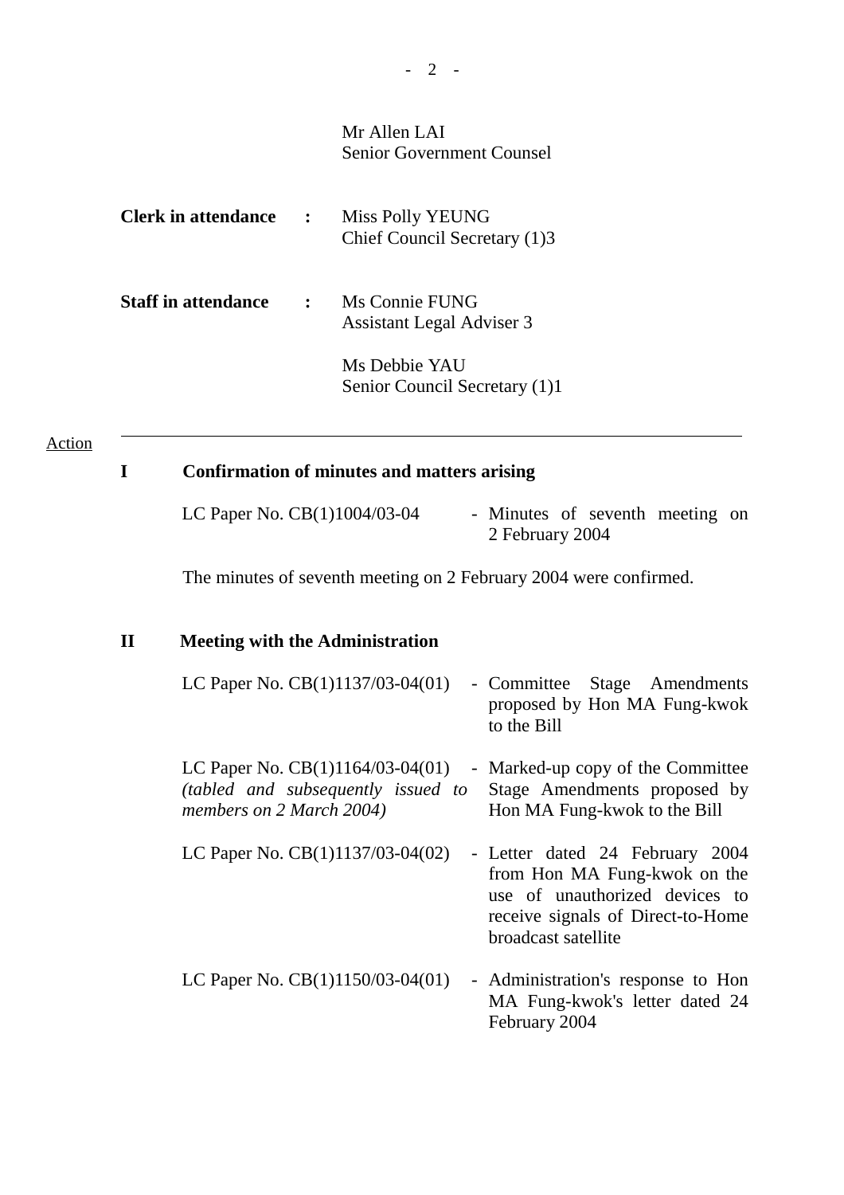Mr Allen LAI
Senior Government Counsel

**Clerk in attendance** : Miss Polly YEUNG
Chief Council Secretary (1)3

**Staff in attendance** : Ms Connie FUNG
Assistant Legal Adviser 3

Ms Debbie YAU
Senior Council Secretary (1)1

---

Action

## I Confirmation of minutes and matters arising

| | |
|---|---|
| LC Paper No. CB(1)1004/03-04 | - Minutes of seventh meeting on 2 February 2004 |

The minutes of seventh meeting on 2 February 2004 were confirmed.

## II Meeting with the Administration

| | |
|---|---|
| LC Paper No. CB(1)1137/03-04(01) | - Committee Stage Amendments proposed by Hon MA Fung-kwok to the Bill |
| LC Paper No. CB(1)1164/03-04(01) *(tabled and subsequently issued to members on 2 March 2004)* | - Marked-up copy of the Committee Stage Amendments proposed by Hon MA Fung-kwok to the Bill |
| LC Paper No. CB(1)1137/03-04(02) | - Letter dated 24 February 2004 from Hon MA Fung-kwok on the use of unauthorized devices to receive signals of Direct-to-Home broadcast satellite |
| LC Paper No. CB(1)1150/03-04(01) | - Administration's response to Hon MA Fung-kwok's letter dated 24 February 2004 |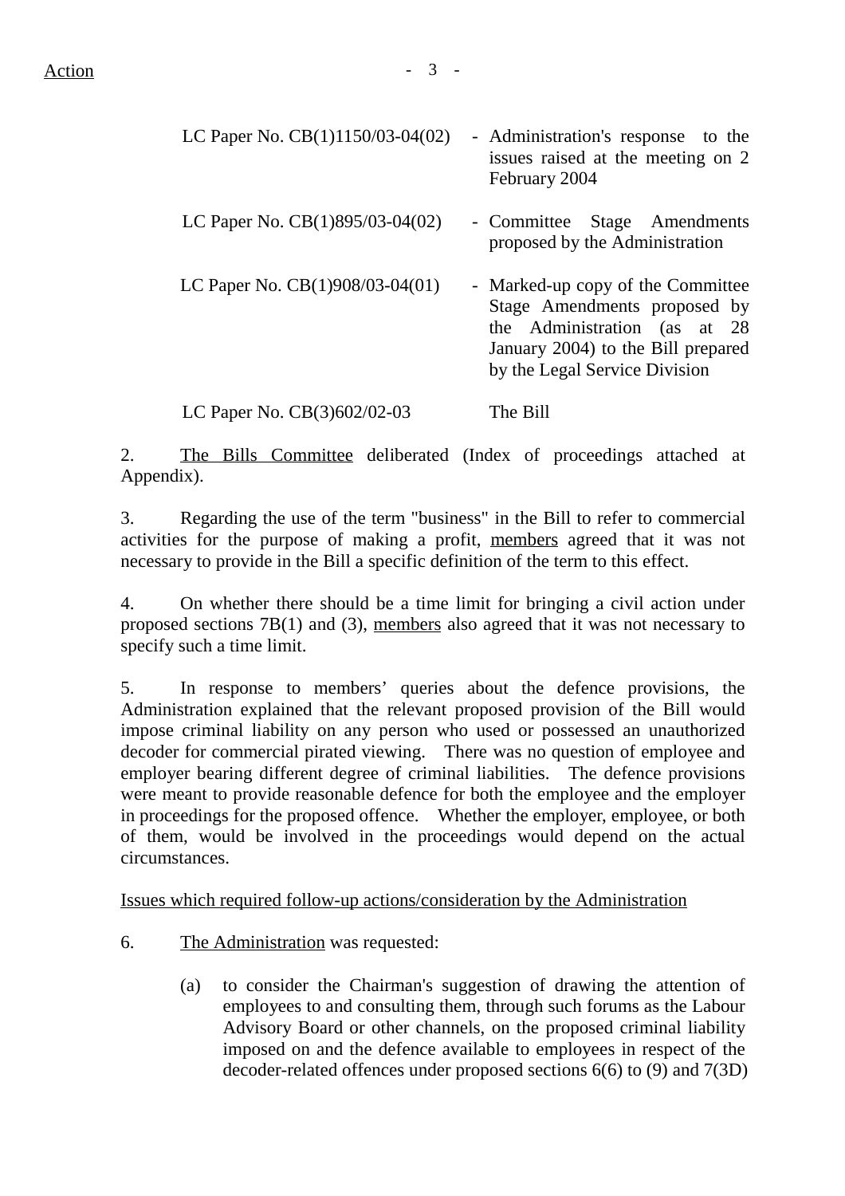Action

| | |
|---|---|
| LC Paper No. CB(1)1150/03-04(02) | - Administration's response to the issues raised at the meeting on 2 February 2004 |
| LC Paper No. CB(1)895/03-04(02) | - Committee Stage Amendments proposed by the Administration |
| LC Paper No. CB(1)908/03-04(01) | - Marked-up copy of the Committee Stage Amendments proposed by the Administration (as at 28 January 2004) to the Bill prepared by the Legal Service Division |
| LC Paper No. CB(3)602/02-03 | The Bill |

2. The Bills Committee deliberated (Index of proceedings attached at Appendix).

3. Regarding the use of the term "business" in the Bill to refer to commercial activities for the purpose of making a profit, members agreed that it was not necessary to provide in the Bill a specific definition of the term to this effect.

4. On whether there should be a time limit for bringing a civil action under proposed sections 7B(1) and (3), members also agreed that it was not necessary to specify such a time limit.

5. In response to members' queries about the defence provisions, the Administration explained that the relevant proposed provision of the Bill would impose criminal liability on any person who used or possessed an unauthorized decoder for commercial pirated viewing. There was no question of employee and employer bearing different degree of criminal liabilities. The defence provisions were meant to provide reasonable defence for both the employee and the employer in proceedings for the proposed offence. Whether the employer, employee, or both of them, would be involved in the proceedings would depend on the actual circumstances.

Issues which required follow-up actions/consideration by the Administration

6. The Administration was requested:

(a) to consider the Chairman's suggestion of drawing the attention of employees to and consulting them, through such forums as the Labour Advisory Board or other channels, on the proposed criminal liability imposed on and the defence available to employees in respect of the decoder-related offences under proposed sections 6(6) to (9) and 7(3D)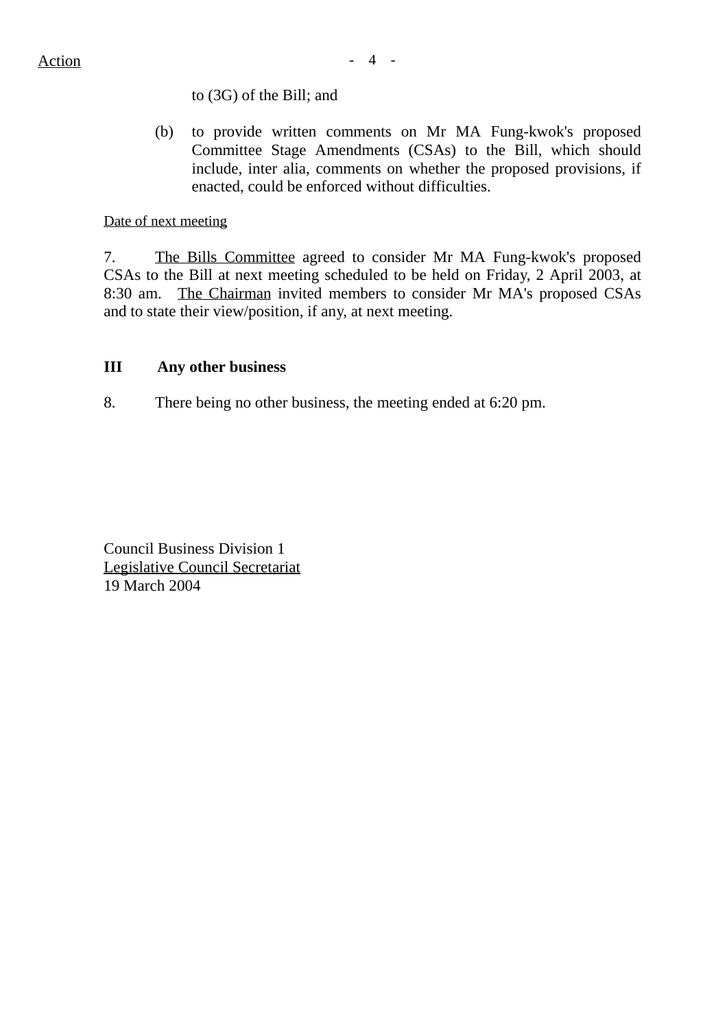Action

to (3G) of the Bill; and

(b) to provide written comments on Mr MA Fung-kwok's proposed Committee Stage Amendments (CSAs) to the Bill, which should include, inter alia, comments on whether the proposed provisions, if enacted, could be enforced without difficulties.

Date of next meeting

7. The Bills Committee agreed to consider Mr MA Fung-kwok's proposed CSAs to the Bill at next meeting scheduled to be held on Friday, 2 April 2003, at 8:30 am. The Chairman invited members to consider Mr MA's proposed CSAs and to state their view/position, if any, at next meeting.

## III Any other business

8. There being no other business, the meeting ended at 6:20 pm.

Council Business Division 1
Legislative Council Secretariat
19 March 2004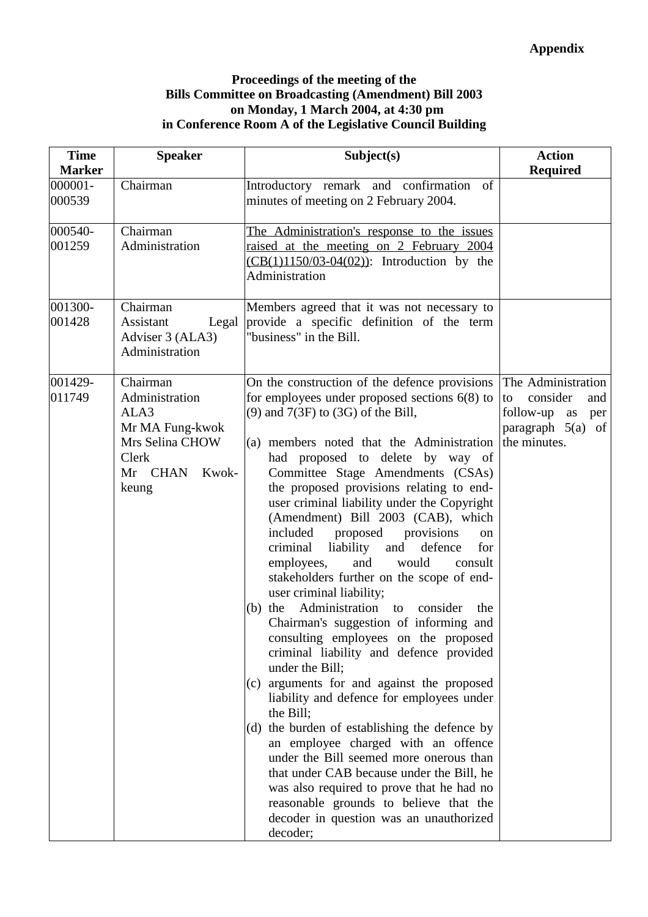**Appendix**

**Proceedings of the meeting of the**
**Bills Committee on Broadcasting (Amendment) Bill 2003**
**on Monday, 1 March 2004, at 4:30 pm**
**in Conference Room A of the Legislative Council Building**

| Time Marker | Speaker | Subject(s) | Action Required |
|---|---|---|---|
| 000001-000539 | Chairman | Introductory remark and confirmation of minutes of meeting on 2 February 2004. | |
| 000540-001259 | Chairman<br>Administration | The Administration's response to the issues raised at the meeting on 2 February 2004 (CB(1)1150/03-04(02)): Introduction by the Administration | |
| 001300-001428 | Chairman<br>Assistant Legal Adviser 3 (ALA3)<br>Administration | Members agreed that it was not necessary to provide a specific definition of the term "business" in the Bill. | |
| 001429-011749 | Chairman<br>Administration<br>ALA3<br>Mr MA Fung-kwok<br>Mrs Selina CHOW<br>Clerk<br>Mr CHAN Kwok-keung | On the construction of the defence provisions for employees under proposed sections 6(8) to (9) and 7(3F) to (3G) of the Bill,<br><br>(a) members noted that the Administration had proposed to delete by way of Committee Stage Amendments (CSAs) the proposed provisions relating to end-user criminal liability under the Copyright (Amendment) Bill 2003 (CAB), which included proposed provisions on criminal liability and defence for employees, and would consult stakeholders further on the scope of end-user criminal liability;<br>(b) the Administration to consider the Chairman's suggestion of informing and consulting employees on the proposed criminal liability and defence provided under the Bill;<br>(c) arguments for and against the proposed liability and defence for employees under the Bill;<br>(d) the burden of establishing the defence by an employee charged with an offence under the Bill seemed more onerous than that under CAB because under the Bill, he was also required to prove that he had no reasonable grounds to believe that the decoder in question was an unauthorized decoder; | The Administration to consider and follow-up as per paragraph 5(a) of the minutes. |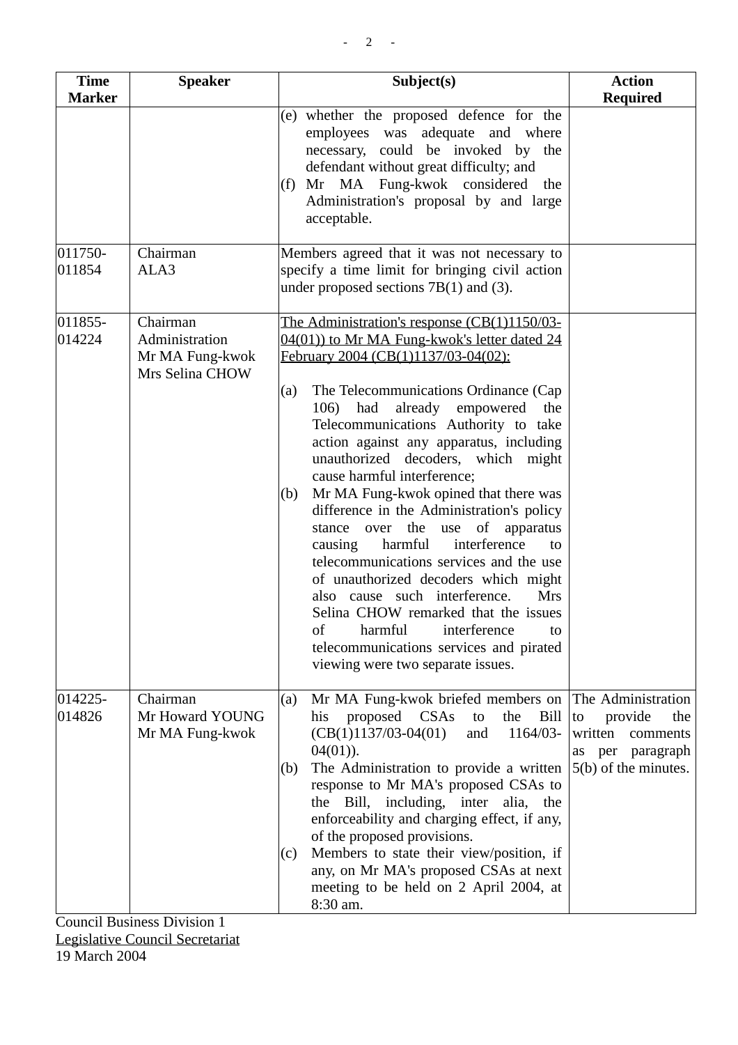| Time Marker | Speaker | Subject(s) | Action Required |
|---|---|---|---|
| | | (e) whether the proposed defence for the employees was adequate and where necessary, could be invoked by the defendant without great difficulty; and<br>(f) Mr MA Fung-kwok considered the Administration's proposal by and large acceptable. | |
| 011750-011854 | Chairman<br>ALA3 | Members agreed that it was not necessary to specify a time limit for bringing civil action under proposed sections 7B(1) and (3). | |
| 011855-014224 | Chairman<br>Administration<br>Mr MA Fung-kwok<br>Mrs Selina CHOW | <u>The Administration's response (CB(1)1150/03-04(01)) to Mr MA Fung-kwok's letter dated 24 February 2004 (CB(1)1137/03-04(02):</u><br><br>(a) The Telecommunications Ordinance (Cap 106) had already empowered the Telecommunications Authority to take action against any apparatus, including unauthorized decoders, which might cause harmful interference;<br>(b) Mr MA Fung-kwok opined that there was difference in the Administration's policy stance over the use of apparatus causing harmful interference to telecommunications services and the use of unauthorized decoders which might also cause such interference. Mrs Selina CHOW remarked that the issues of harmful interference to telecommunications services and pirated viewing were two separate issues. | |
| 014225-014826 | Chairman<br>Mr Howard YOUNG<br>Mr MA Fung-kwok | (a) Mr MA Fung-kwok briefed members on his proposed CSAs to the Bill (CB(1)1137/03-04(01) and 1164/03-04(01)).<br>(b) The Administration to provide a written response to Mr MA's proposed CSAs to the Bill, including, inter alia, the enforceability and charging effect, if any, of the proposed provisions.<br>(c) Members to state their view/position, if any, on Mr MA's proposed CSAs at next meeting to be held on 2 April 2004, at 8:30 am. | The Administration to provide the written comments as per paragraph 5(b) of the minutes. |

Council Business Division 1
<u>Legislative Council Secretariat</u>
19 March 2004